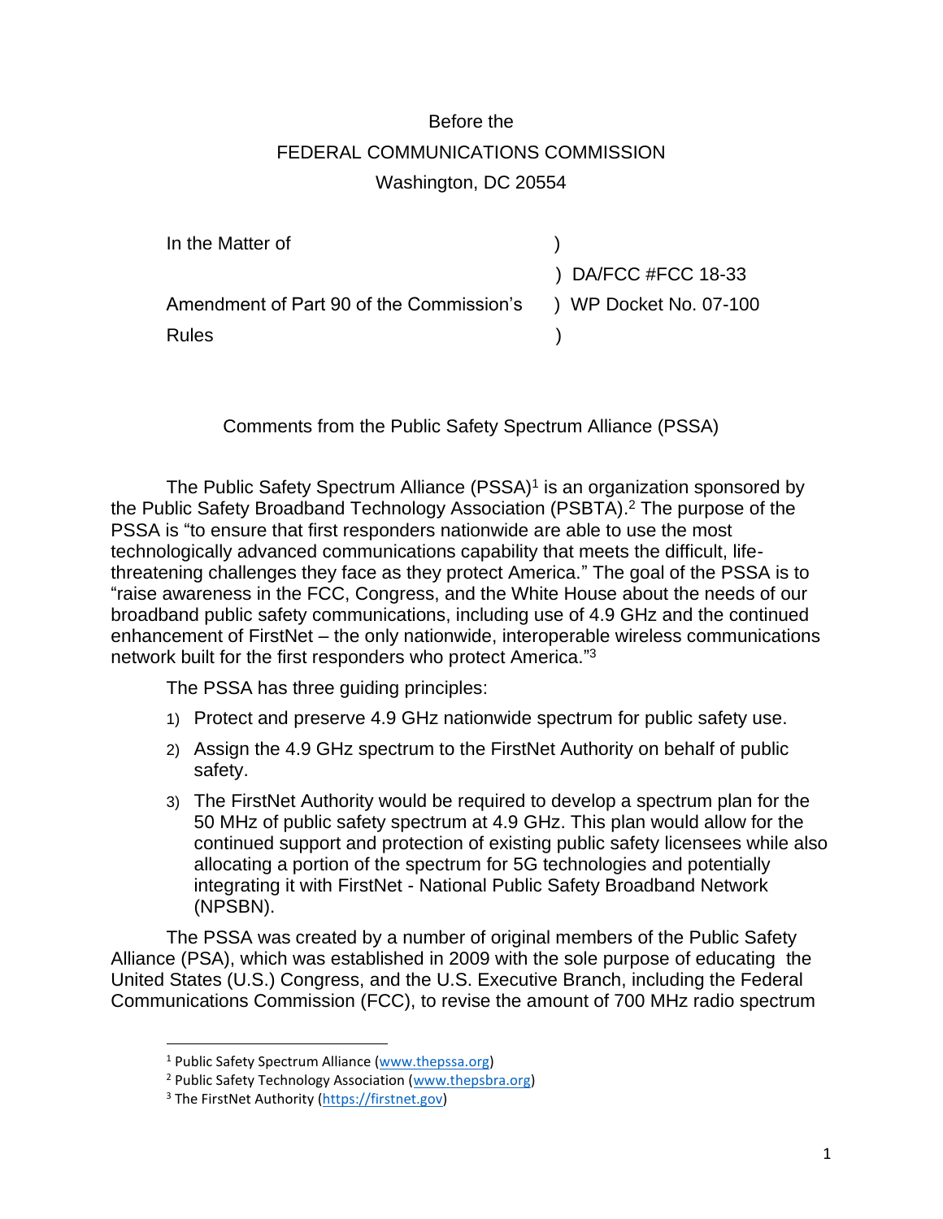Before the

FEDERAL COMMUNICATIONS COMMISSION

Washington, DC 20554

| | |
|---|---|
| In the Matter of | ) |
| | ) DA/FCC #FCC 18-33 |
| Amendment of Part 90 of the Commission's | ) WP Docket No. 07-100 |
| Rules | ) |

Comments from the Public Safety Spectrum Alliance (PSSA)

The Public Safety Spectrum Alliance (PSSA)[1] is an organization sponsored by the Public Safety Broadband Technology Association (PSBTA).[2] The purpose of the PSSA is "to ensure that first responders nationwide are able to use the most technologically advanced communications capability that meets the difficult, life-threatening challenges they face as they protect America." The goal of the PSSA is to "raise awareness in the FCC, Congress, and the White House about the needs of our broadband public safety communications, including use of 4.9 GHz and the continued enhancement of FirstNet – the only nationwide, interoperable wireless communications network built for the first responders who protect America."[3]

The PSSA has three guiding principles:

1) Protect and preserve 4.9 GHz nationwide spectrum for public safety use.
2) Assign the 4.9 GHz spectrum to the FirstNet Authority on behalf of public safety.
3) The FirstNet Authority would be required to develop a spectrum plan for the 50 MHz of public safety spectrum at 4.9 GHz. This plan would allow for the continued support and protection of existing public safety licensees while also allocating a portion of the spectrum for 5G technologies and potentially integrating it with FirstNet - National Public Safety Broadband Network (NPSBN).

The PSSA was created by a number of original members of the Public Safety Alliance (PSA), which was established in 2009 with the sole purpose of educating the United States (U.S.) Congress, and the U.S. Executive Branch, including the Federal Communications Commission (FCC), to revise the amount of 700 MHz radio spectrum

---

[1] Public Safety Spectrum Alliance (www.thepssa.org)

[2] Public Safety Technology Association (www.thepsbra.org)

[3] The FirstNet Authority (https://firstnet.gov)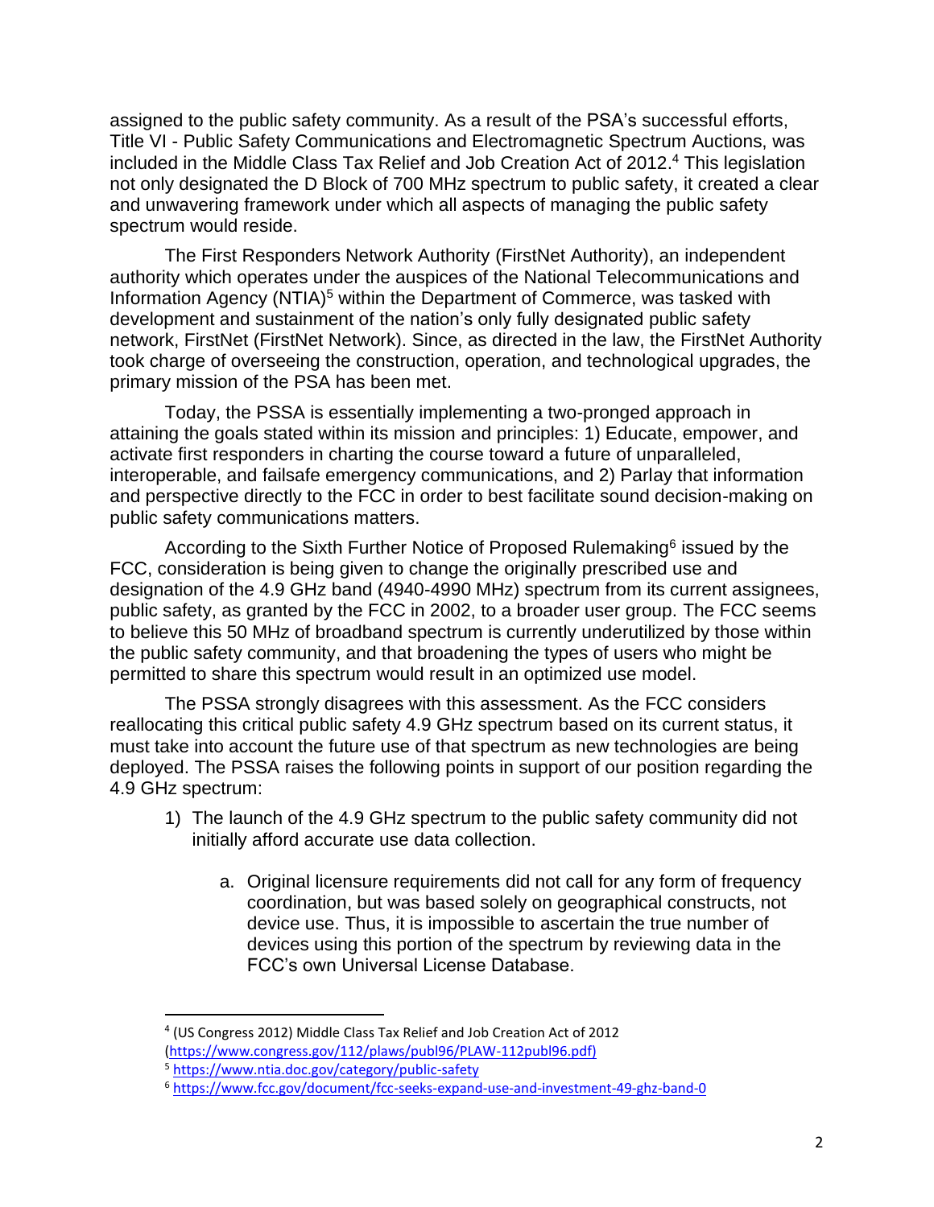assigned to the public safety community. As a result of the PSA's successful efforts, Title VI - Public Safety Communications and Electromagnetic Spectrum Auctions, was included in the Middle Class Tax Relief and Job Creation Act of 2012.[4] This legislation not only designated the D Block of 700 MHz spectrum to public safety, it created a clear and unwavering framework under which all aspects of managing the public safety spectrum would reside.

The First Responders Network Authority (FirstNet Authority), an independent authority which operates under the auspices of the National Telecommunications and Information Agency (NTIA)[5] within the Department of Commerce, was tasked with development and sustainment of the nation's only fully designated public safety network, FirstNet (FirstNet Network). Since, as directed in the law, the FirstNet Authority took charge of overseeing the construction, operation, and technological upgrades, the primary mission of the PSA has been met.

Today, the PSSA is essentially implementing a two-pronged approach in attaining the goals stated within its mission and principles: 1) Educate, empower, and activate first responders in charting the course toward a future of unparalleled, interoperable, and failsafe emergency communications, and 2) Parlay that information and perspective directly to the FCC in order to best facilitate sound decision-making on public safety communications matters.

According to the Sixth Further Notice of Proposed Rulemaking[6] issued by the FCC, consideration is being given to change the originally prescribed use and designation of the 4.9 GHz band (4940-4990 MHz) spectrum from its current assignees, public safety, as granted by the FCC in 2002, to a broader user group. The FCC seems to believe this 50 MHz of broadband spectrum is currently underutilized by those within the public safety community, and that broadening the types of users who might be permitted to share this spectrum would result in an optimized use model.

The PSSA strongly disagrees with this assessment. As the FCC considers reallocating this critical public safety 4.9 GHz spectrum based on its current status, it must take into account the future use of that spectrum as new technologies are being deployed. The PSSA raises the following points in support of our position regarding the 4.9 GHz spectrum:

1) The launch of the 4.9 GHz spectrum to the public safety community did not initially afford accurate use data collection.

    a. Original licensure requirements did not call for any form of frequency coordination, but was based solely on geographical constructs, not device use. Thus, it is impossible to ascertain the true number of devices using this portion of the spectrum by reviewing data in the FCC's own Universal License Database.

---

[4] (US Congress 2012) Middle Class Tax Relief and Job Creation Act of 2012 (https://www.congress.gov/112/plaws/publ96/PLAW-112publ96.pdf)

[5] https://www.ntia.doc.gov/category/public-safety

[6] https://www.fcc.gov/document/fcc-seeks-expand-use-and-investment-49-ghz-band-0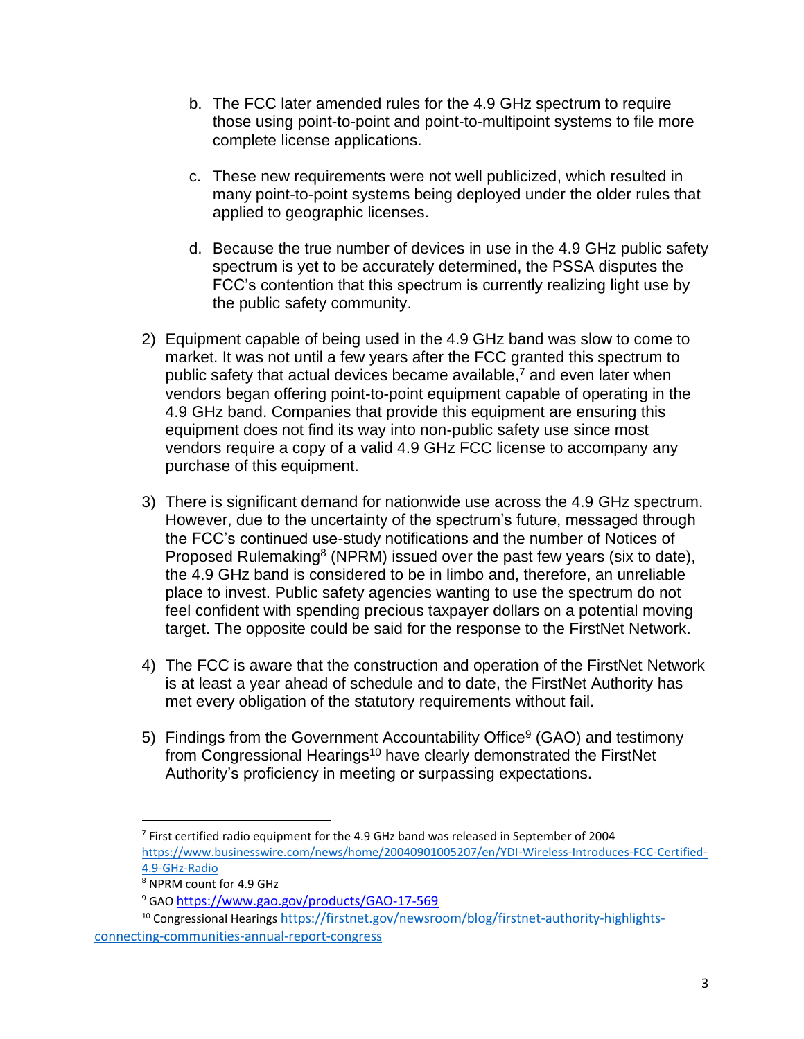b. The FCC later amended rules for the 4.9 GHz spectrum to require those using point-to-point and point-to-multipoint systems to file more complete license applications.

   c. These new requirements were not well publicized, which resulted in many point-to-point systems being deployed under the older rules that applied to geographic licenses.

   d. Because the true number of devices in use in the 4.9 GHz public safety spectrum is yet to be accurately determined, the PSSA disputes the FCC's contention that this spectrum is currently realizing light use by the public safety community.

2) Equipment capable of being used in the 4.9 GHz band was slow to come to market. It was not until a few years after the FCC granted this spectrum to public safety that actual devices became available,[7] and even later when vendors began offering point-to-point equipment capable of operating in the 4.9 GHz band. Companies that provide this equipment are ensuring this equipment does not find its way into non-public safety use since most vendors require a copy of a valid 4.9 GHz FCC license to accompany any purchase of this equipment.

3) There is significant demand for nationwide use across the 4.9 GHz spectrum. However, due to the uncertainty of the spectrum's future, messaged through the FCC's continued use-study notifications and the number of Notices of Proposed Rulemaking[8] (NPRM) issued over the past few years (six to date), the 4.9 GHz band is considered to be in limbo and, therefore, an unreliable place to invest. Public safety agencies wanting to use the spectrum do not feel confident with spending precious taxpayer dollars on a potential moving target. The opposite could be said for the response to the FirstNet Network.

4) The FCC is aware that the construction and operation of the FirstNet Network is at least a year ahead of schedule and to date, the FirstNet Authority has met every obligation of the statutory requirements without fail.

5) Findings from the Government Accountability Office[9] (GAO) and testimony from Congressional Hearings[10] have clearly demonstrated the FirstNet Authority's proficiency in meeting or surpassing expectations.

---

[7] First certified radio equipment for the 4.9 GHz band was released in September of 2004 https://www.businesswire.com/news/home/20040901005207/en/YDI-Wireless-Introduces-FCC-Certified-4.9-GHz-Radio

[8] NPRM count for 4.9 GHz

[9] GAO https://www.gao.gov/products/GAO-17-569

[10] Congressional Hearings https://firstnet.gov/newsroom/blog/firstnet-authority-highlights-connecting-communities-annual-report-congress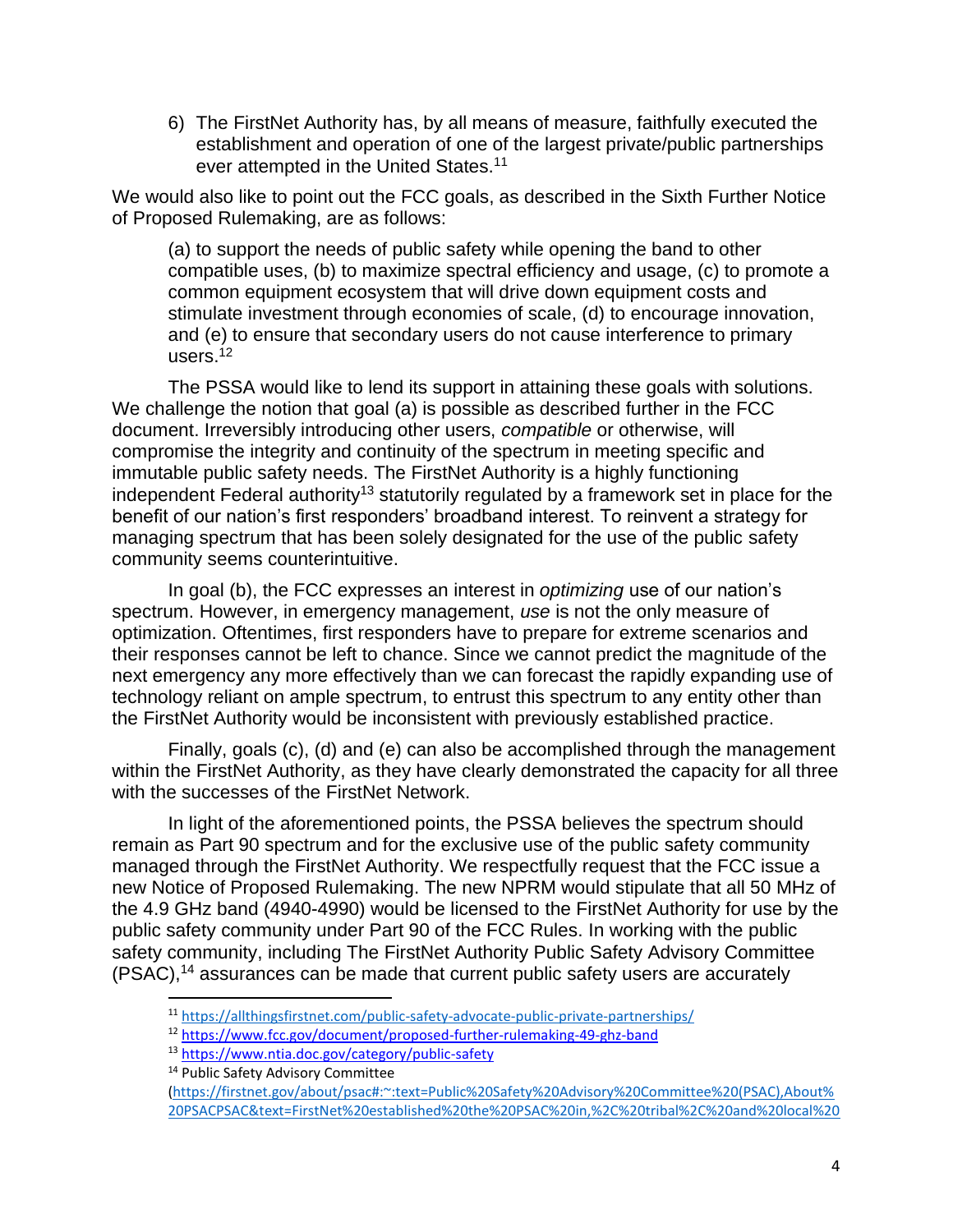6) The FirstNet Authority has, by all means of measure, faithfully executed the establishment and operation of one of the largest private/public partnerships ever attempted in the United States.[11]

We would also like to point out the FCC goals, as described in the Sixth Further Notice of Proposed Rulemaking, are as follows:

> (a) to support the needs of public safety while opening the band to other compatible uses, (b) to maximize spectral efficiency and usage, (c) to promote a common equipment ecosystem that will drive down equipment costs and stimulate investment through economies of scale, (d) to encourage innovation, and (e) to ensure that secondary users do not cause interference to primary users.[12]

The PSSA would like to lend its support in attaining these goals with solutions. We challenge the notion that goal (a) is possible as described further in the FCC document. Irreversibly introducing other users, *compatible* or otherwise, will compromise the integrity and continuity of the spectrum in meeting specific and immutable public safety needs. The FirstNet Authority is a highly functioning independent Federal authority[13] statutorily regulated by a framework set in place for the benefit of our nation's first responders' broadband interest. To reinvent a strategy for managing spectrum that has been solely designated for the use of the public safety community seems counterintuitive.

In goal (b), the FCC expresses an interest in *optimizing* use of our nation's spectrum. However, in emergency management, *use* is not the only measure of optimization. Oftentimes, first responders have to prepare for extreme scenarios and their responses cannot be left to chance. Since we cannot predict the magnitude of the next emergency any more effectively than we can forecast the rapidly expanding use of technology reliant on ample spectrum, to entrust this spectrum to any entity other than the FirstNet Authority would be inconsistent with previously established practice.

Finally, goals (c), (d) and (e) can also be accomplished through the management within the FirstNet Authority, as they have clearly demonstrated the capacity for all three with the successes of the FirstNet Network.

In light of the aforementioned points, the PSSA believes the spectrum should remain as Part 90 spectrum and for the exclusive use of the public safety community managed through the FirstNet Authority. We respectfully request that the FCC issue a new Notice of Proposed Rulemaking. The new NPRM would stipulate that all 50 MHz of the 4.9 GHz band (4940-4990) would be licensed to the FirstNet Authority for use by the public safety community under Part 90 of the FCC Rules. In working with the public safety community, including The FirstNet Authority Public Safety Advisory Committee (PSAC),[14] assurances can be made that current public safety users are accurately

---

[11] https://allthingsfirstnet.com/public-safety-advocate-public-private-partnerships/

[12] https://www.fcc.gov/document/proposed-further-rulemaking-49-ghz-band

[13] https://www.ntia.doc.gov/category/public-safety

[14] Public Safety Advisory Committee (https://firstnet.gov/about/psac#:~:text=Public%20Safety%20Advisory%20Committee%20(PSAC),About%20PSACPSAC&text=FirstNet%20established%20the%20PSAC%20in,%2C%20tribal%2C%20and%20local%20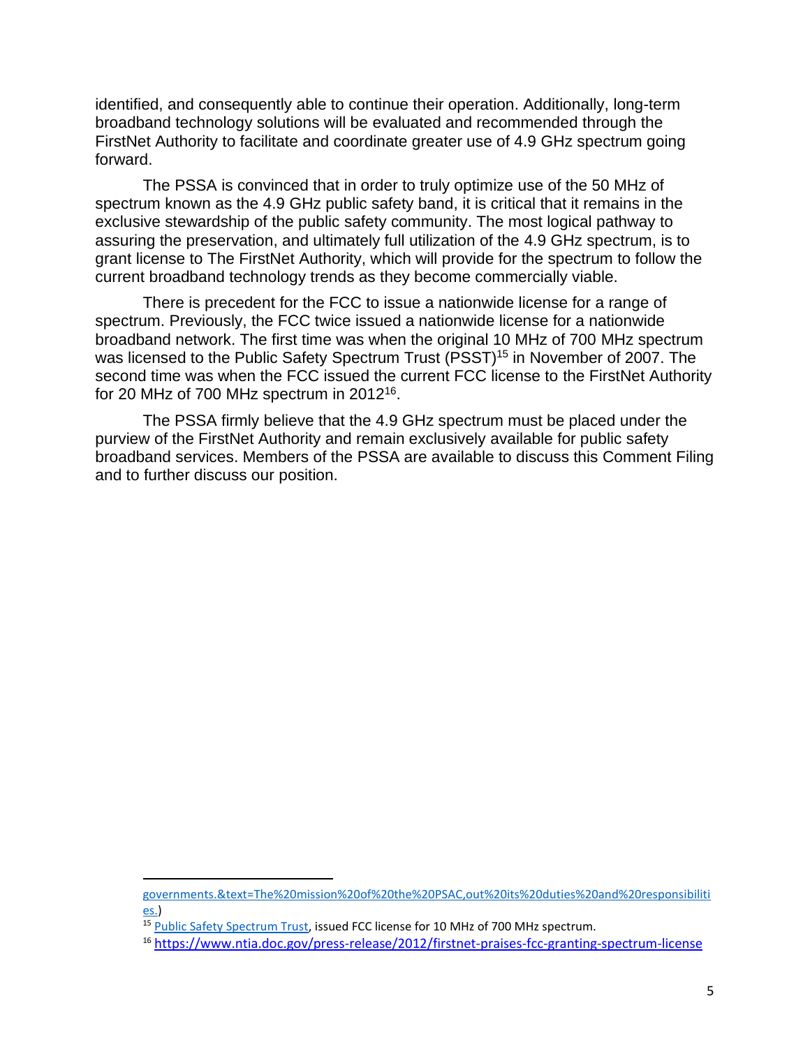identified, and consequently able to continue their operation. Additionally, long-term broadband technology solutions will be evaluated and recommended through the FirstNet Authority to facilitate and coordinate greater use of 4.9 GHz spectrum going forward.

The PSSA is convinced that in order to truly optimize use of the 50 MHz of spectrum known as the 4.9 GHz public safety band, it is critical that it remains in the exclusive stewardship of the public safety community. The most logical pathway to assuring the preservation, and ultimately full utilization of the 4.9 GHz spectrum, is to grant license to The FirstNet Authority, which will provide for the spectrum to follow the current broadband technology trends as they become commercially viable.

There is precedent for the FCC to issue a nationwide license for a range of spectrum. Previously, the FCC twice issued a nationwide license for a nationwide broadband network. The first time was when the original 10 MHz of 700 MHz spectrum was licensed to the Public Safety Spectrum Trust (PSST)[15] in November of 2007. The second time was when the FCC issued the current FCC license to the FirstNet Authority for 20 MHz of 700 MHz spectrum in 2012[16].

The PSSA firmly believe that the 4.9 GHz spectrum must be placed under the purview of the FirstNet Authority and remain exclusively available for public safety broadband services. Members of the PSSA are available to discuss this Comment Filing and to further discuss our position.

---

governments.&text=The%20mission%20of%20the%20PSAC,out%20its%20duties%20and%20responsibilities.)

[15] Public Safety Spectrum Trust, issued FCC license for 10 MHz of 700 MHz spectrum.

[16] https://www.ntia.doc.gov/press-release/2012/firstnet-praises-fcc-granting-spectrum-license